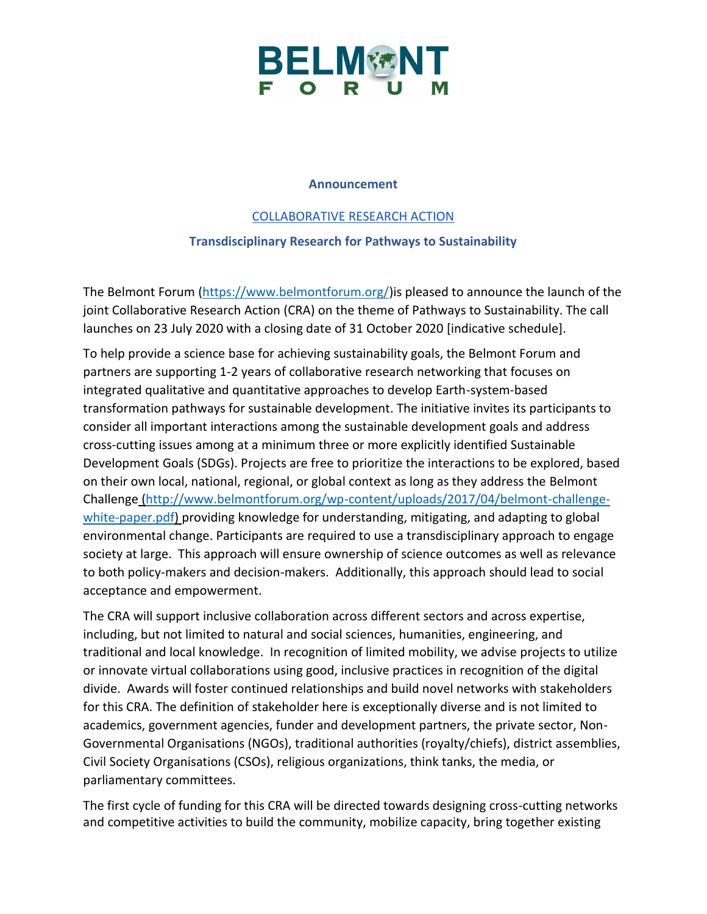BELMONT FORUM

**Announcement**

COLLABORATIVE RESEARCH ACTION

**Transdisciplinary Research for Pathways to Sustainability**

The Belmont Forum (https://www.belmontforum.org/)is pleased to announce the launch of the joint Collaborative Research Action (CRA) on the theme of Pathways to Sustainability. The call launches on 23 July 2020 with a closing date of 31 October 2020 [indicative schedule].

To help provide a science base for achieving sustainability goals, the Belmont Forum and partners are supporting 1-2 years of collaborative research networking that focuses on integrated qualitative and quantitative approaches to develop Earth-system-based transformation pathways for sustainable development. The initiative invites its participants to consider all important interactions among the sustainable development goals and address cross-cutting issues among at a minimum three or more explicitly identified Sustainable Development Goals (SDGs). Projects are free to prioritize the interactions to be explored, based on their own local, national, regional, or global context as long as they address the Belmont Challenge (http://www.belmontforum.org/wp-content/uploads/2017/04/belmont-challenge-white-paper.pdf) providing knowledge for understanding, mitigating, and adapting to global environmental change. Participants are required to use a transdisciplinary approach to engage society at large. This approach will ensure ownership of science outcomes as well as relevance to both policy-makers and decision-makers. Additionally, this approach should lead to social acceptance and empowerment.

The CRA will support inclusive collaboration across different sectors and across expertise, including, but not limited to natural and social sciences, humanities, engineering, and traditional and local knowledge. In recognition of limited mobility, we advise projects to utilize or innovate virtual collaborations using good, inclusive practices in recognition of the digital divide. Awards will foster continued relationships and build novel networks with stakeholders for this CRA. The definition of stakeholder here is exceptionally diverse and is not limited to academics, government agencies, funder and development partners, the private sector, Non-Governmental Organisations (NGOs), traditional authorities (royalty/chiefs), district assemblies, Civil Society Organisations (CSOs), religious organizations, think tanks, the media, or parliamentary committees.

The first cycle of funding for this CRA will be directed towards designing cross-cutting networks and competitive activities to build the community, mobilize capacity, bring together existing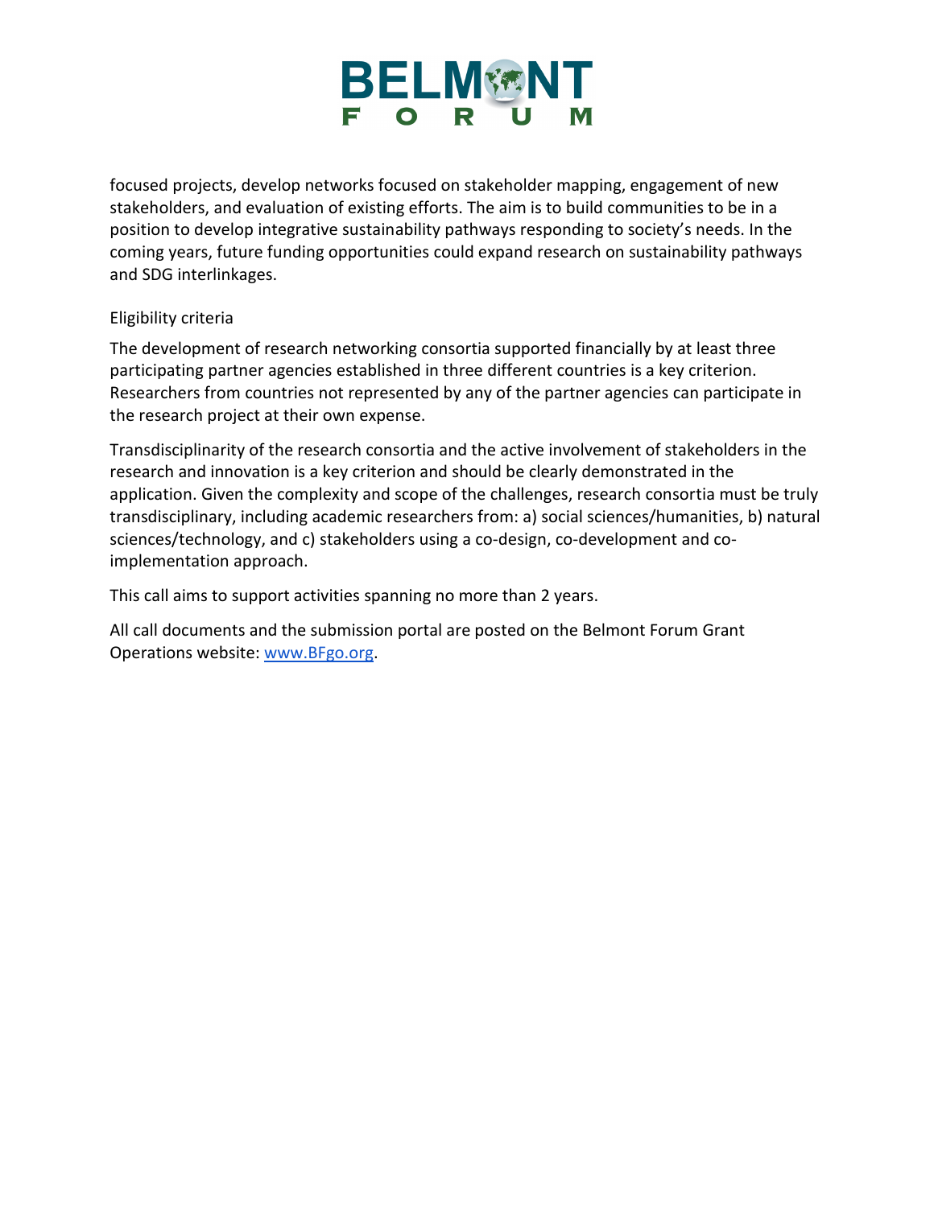focused projects, develop networks focused on stakeholder mapping, engagement of new stakeholders, and evaluation of existing efforts. The aim is to build communities to be in a position to develop integrative sustainability pathways responding to society's needs. In the coming years, future funding opportunities could expand research on sustainability pathways and SDG interlinkages.

Eligibility criteria

The development of research networking consortia supported financially by at least three participating partner agencies established in three different countries is a key criterion. Researchers from countries not represented by any of the partner agencies can participate in the research project at their own expense.

Transdisciplinarity of the research consortia and the active involvement of stakeholders in the research and innovation is a key criterion and should be clearly demonstrated in the application. Given the complexity and scope of the challenges, research consortia must be truly transdisciplinary, including academic researchers from: a) social sciences/humanities, b) natural sciences/technology, and c) stakeholders using a co-design, co-development and co-implementation approach.

This call aims to support activities spanning no more than 2 years.

All call documents and the submission portal are posted on the Belmont Forum Grant Operations website: www.BFgo.org.